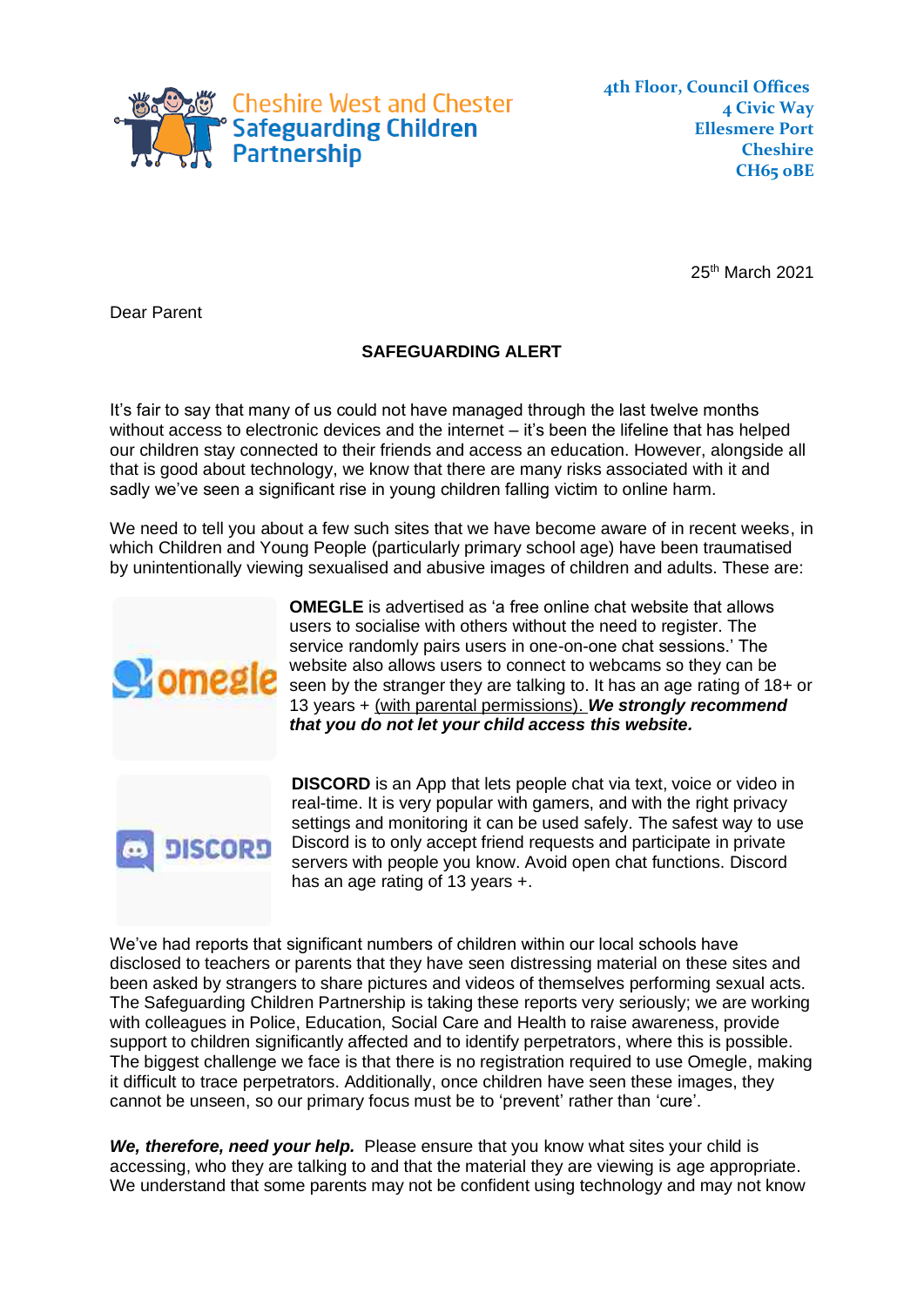Cheshire West and Chester
Safeguarding Children
Partnership

4th Floor, Council Offices
4 Civic Way
Ellesmere Port
Cheshire
CH65 0BE

25th March 2021

Dear Parent

**SAFEGUARDING ALERT**

It's fair to say that many of us could not have managed through the last twelve months without access to electronic devices and the internet – it's been the lifeline that has helped our children stay connected to their friends and access an education. However, alongside all that is good about technology, we know that there are many risks associated with it and sadly we've seen a significant rise in young children falling victim to online harm.

We need to tell you about a few such sites that we have become aware of in recent weeks, in which Children and Young People (particularly primary school age) have been traumatised by unintentionally viewing sexualised and abusive images of children and adults. These are:

**OMEGLE** is advertised as 'a free online chat website that allows users to socialise with others without the need to register. The service randomly pairs users in one-on-one chat sessions.' The website also allows users to connect to webcams so they can be seen by the stranger they are talking to. It has an age rating of 18+ or 13 years + (with parental permissions). ***We strongly recommend that you do not let your child access this website.***

**DISCORD** is an App that lets people chat via text, voice or video in real-time. It is very popular with gamers, and with the right privacy settings and monitoring it can be used safely. The safest way to use Discord is to only accept friend requests and participate in private servers with people you know. Avoid open chat functions. Discord has an age rating of 13 years +.

We've had reports that significant numbers of children within our local schools have disclosed to teachers or parents that they have seen distressing material on these sites and been asked by strangers to share pictures and videos of themselves performing sexual acts. The Safeguarding Children Partnership is taking these reports very seriously; we are working with colleagues in Police, Education, Social Care and Health to raise awareness, provide support to children significantly affected and to identify perpetrators, where this is possible. The biggest challenge we face is that there is no registration required to use Omegle, making it difficult to trace perpetrators. Additionally, once children have seen these images, they cannot be unseen, so our primary focus must be to 'prevent' rather than 'cure'.

***We, therefore, need your help.*** Please ensure that you know what sites your child is accessing, who they are talking to and that the material they are viewing is age appropriate. We understand that some parents may not be confident using technology and may not know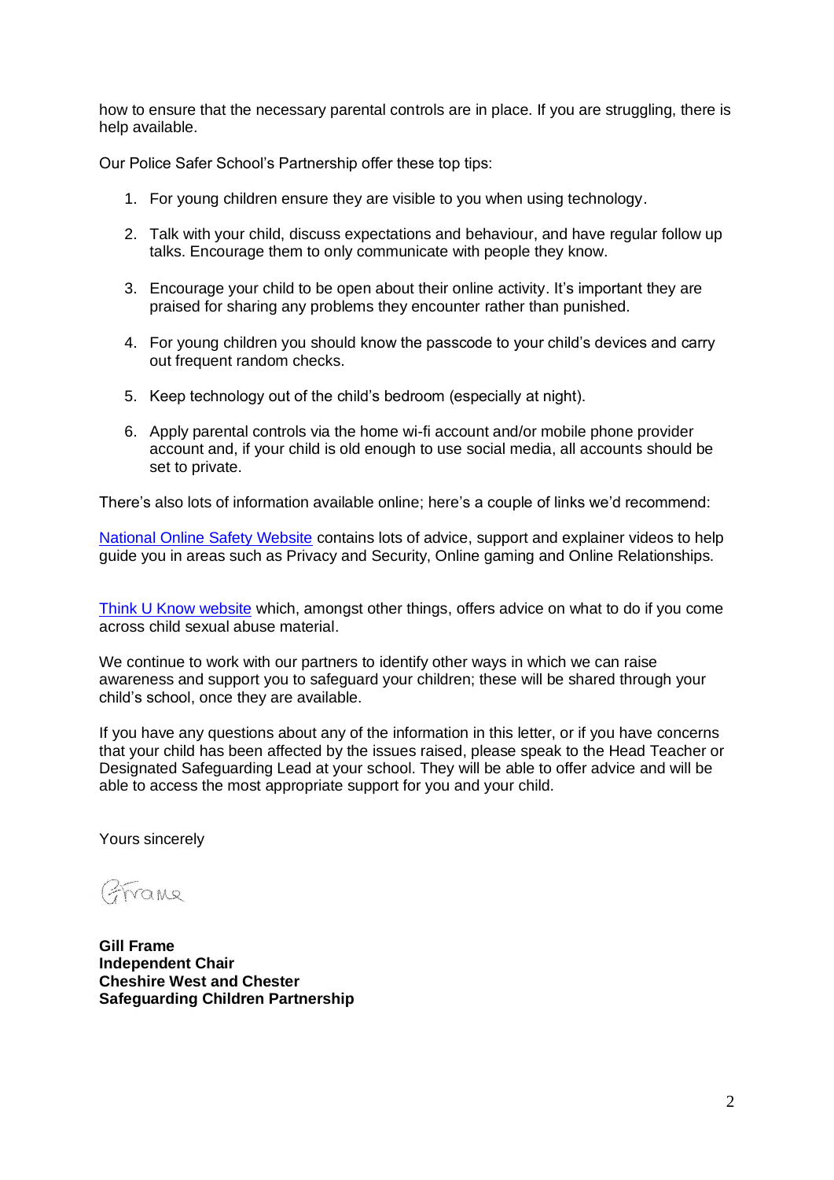how to ensure that the necessary parental controls are in place. If you are struggling, there is help available.

Our Police Safer School's Partnership offer these top tips:

1. For young children ensure they are visible to you when using technology.

2. Talk with your child, discuss expectations and behaviour, and have regular follow up talks. Encourage them to only communicate with people they know.

3. Encourage your child to be open about their online activity. It's important they are praised for sharing any problems they encounter rather than punished.

4. For young children you should know the passcode to your child's devices and carry out frequent random checks.

5. Keep technology out of the child's bedroom (especially at night).

6. Apply parental controls via the home wi-fi account and/or mobile phone provider account and, if your child is old enough to use social media, all accounts should be set to private.

There's also lots of information available online; here's a couple of links we'd recommend:

National Online Safety Website contains lots of advice, support and explainer videos to help guide you in areas such as Privacy and Security, Online gaming and Online Relationships.

Think U Know website which, amongst other things, offers advice on what to do if you come across child sexual abuse material.

We continue to work with our partners to identify other ways in which we can raise awareness and support you to safeguard your children; these will be shared through your child's school, once they are available.

If you have any questions about any of the information in this letter, or if you have concerns that your child has been affected by the issues raised, please speak to the Head Teacher or Designated Safeguarding Lead at your school. They will be able to offer advice and will be able to access the most appropriate support for you and your child.

Yours sincerely

GFrame

**Gill Frame**
**Independent Chair**
**Cheshire West and Chester**
**Safeguarding Children Partnership**